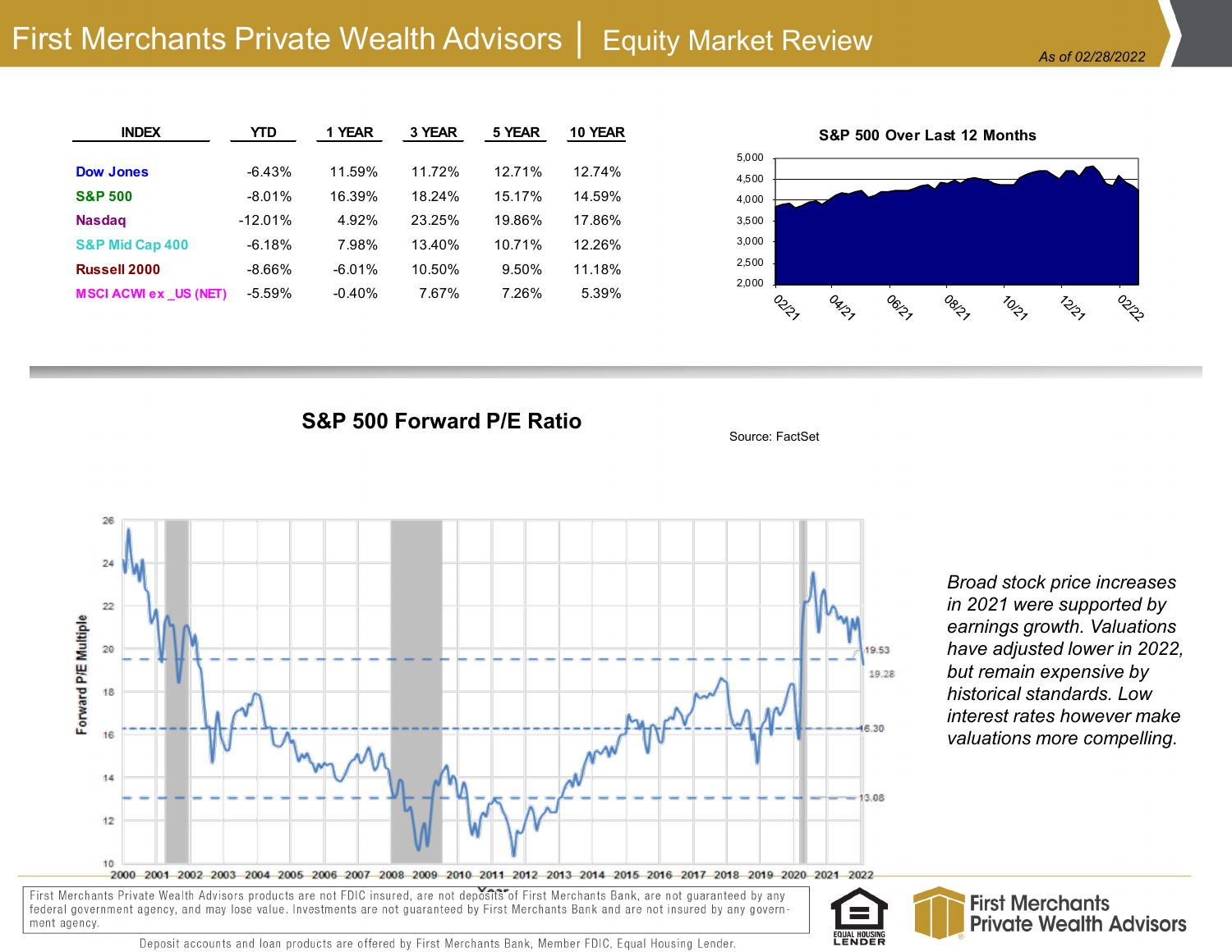# First Merchants Private Wealth Advisors | Equity Market Review

*As of 02/28/2022*

| INDEX | YTD | 1 YEAR | 3 YEAR | 5 YEAR | 10 YEAR |
|---|---|---|---|---|---|
| Dow Jones | -6.43% | 11.59% | 11.72% | 12.71% | 12.74% |
| S&P 500 | -8.01% | 16.39% | 18.24% | 15.17% | 14.59% |
| Nasdaq | -12.01% | 4.92% | 23.25% | 19.86% | 17.86% |
| S&P Mid Cap 400 | -6.18% | 7.98% | 13.40% | 10.71% | 12.26% |
| Russell 2000 | -8.66% | -6.01% | 10.50% | 9.50% | 11.18% |
| MSCI ACWI ex _US (NET) | -5.59% | -0.40% | 7.67% | 7.26% | 5.39% |

**S&P 500 Over Last 12 Months**

## S&P 500 Forward P/E Ratio

Source: FactSet

*Broad stock price increases in 2021 were supported by earnings growth. Valuations have adjusted lower in 2022, but remain expensive by historical standards. Low interest rates however make valuations more compelling.*

First Merchants Private Wealth Advisors products are not FDIC insured, are not deposits of First Merchants Bank, are not guaranteed by any federal government agency, and may lose value. Investments are not guaranteed by First Merchants Bank and are not insured by any government agency.

Deposit accounts and loan products are offered by First Merchants Bank, Member FDIC, Equal Housing Lender.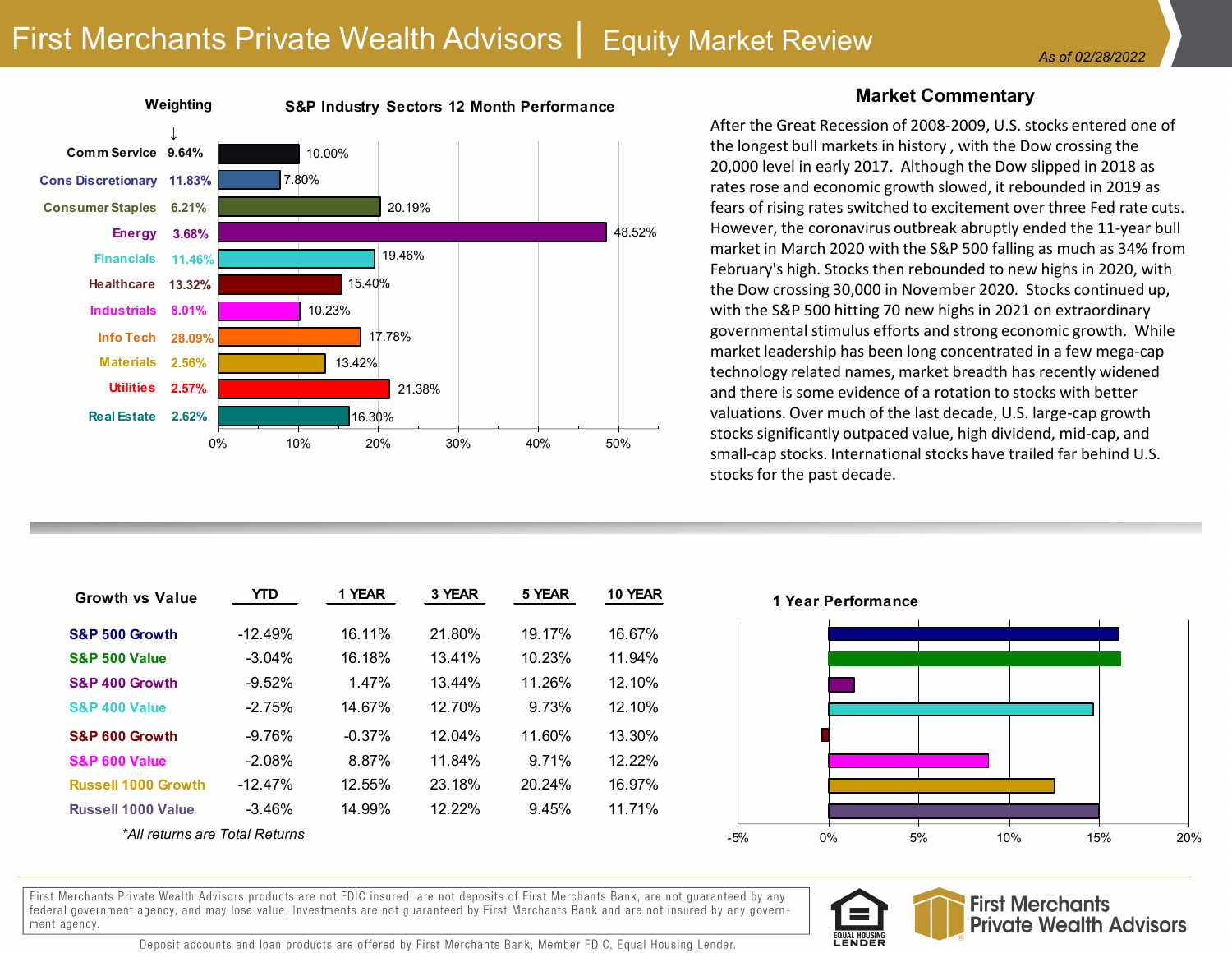# First Merchants Private Wealth Advisors | Equity Market Review

*As of 02/28/2022*

## S&P Industry Sectors 12 Month Performance

Weighting ↓

Comm Service 9.64% — 10.00%
Cons Discretionary 11.83% — 7.80%
Consumer Staples 6.21% — 20.19%
Energy 3.68% — 48.52%
Financials 11.46% — 19.46%
Healthcare 13.32% — 15.40%
Industrials 8.01% — 10.23%
Info Tech 28.09% — 17.78%
Materials 2.56% — 13.42%
Utilities 2.57% — 21.38%
Real Estate 2.62% — 16.30%

0% 10% 20% 30% 40% 50%

## Market Commentary

After the Great Recession of 2008-2009, U.S. stocks entered one of the longest bull markets in history , with the Dow crossing the 20,000 level in early 2017. Although the Dow slipped in 2018 as rates rose and economic growth slowed, it rebounded in 2019 as fears of rising rates switched to excitement over three Fed rate cuts. However, the coronavirus outbreak abruptly ended the 11-year bull market in March 2020 with the S&P 500 falling as much as 34% from February's high. Stocks then rebounded to new highs in 2020, with the Dow crossing 30,000 in November 2020. Stocks continued up, with the S&P 500 hitting 70 new highs in 2021 on extraordinary governmental stimulus efforts and strong economic growth. While market leadership has been long concentrated in a few mega-cap technology related names, market breadth has recently widened and there is some evidence of a rotation to stocks with better valuations. Over much of the last decade, U.S. large-cap growth stocks significantly outpaced value, high dividend, mid-cap, and small-cap stocks. International stocks have trailed far behind U.S. stocks for the past decade.

| Growth vs Value | YTD | 1 YEAR | 3 YEAR | 5 YEAR | 10 YEAR |
|---|---|---|---|---|---|
| S&P 500 Growth | -12.49% | 16.11% | 21.80% | 19.17% | 16.67% |
| S&P 500 Value | -3.04% | 16.18% | 13.41% | 10.23% | 11.94% |
| S&P 400 Growth | -9.52% | 1.47% | 13.44% | 11.26% | 12.10% |
| S&P 400 Value | -2.75% | 14.67% | 12.70% | 9.73% | 12.10% |
| S&P 600 Growth | -9.76% | -0.37% | 12.04% | 11.60% | 13.30% |
| S&P 600 Value | -2.08% | 8.87% | 11.84% | 9.71% | 12.22% |
| Russell 1000 Growth | -12.47% | 12.55% | 23.18% | 20.24% | 16.97% |
| Russell 1000 Value | -3.46% | 14.99% | 12.22% | 9.45% | 11.71% |

*\*All returns are Total Returns*

## 1 Year Performance

-5% 0% 5% 10% 15% 20%

First Merchants Private Wealth Advisors products are not FDIC insured, are not deposits of First Merchants Bank, are not guaranteed by any federal government agency, and may lose value. Investments are not guaranteed by First Merchants Bank and are not insured by any government agency.

Deposit accounts and loan products are offered by First Merchants Bank, Member FDIC, Equal Housing Lender.

EQUAL HOUSING LENDER

First Merchants Private Wealth Advisors